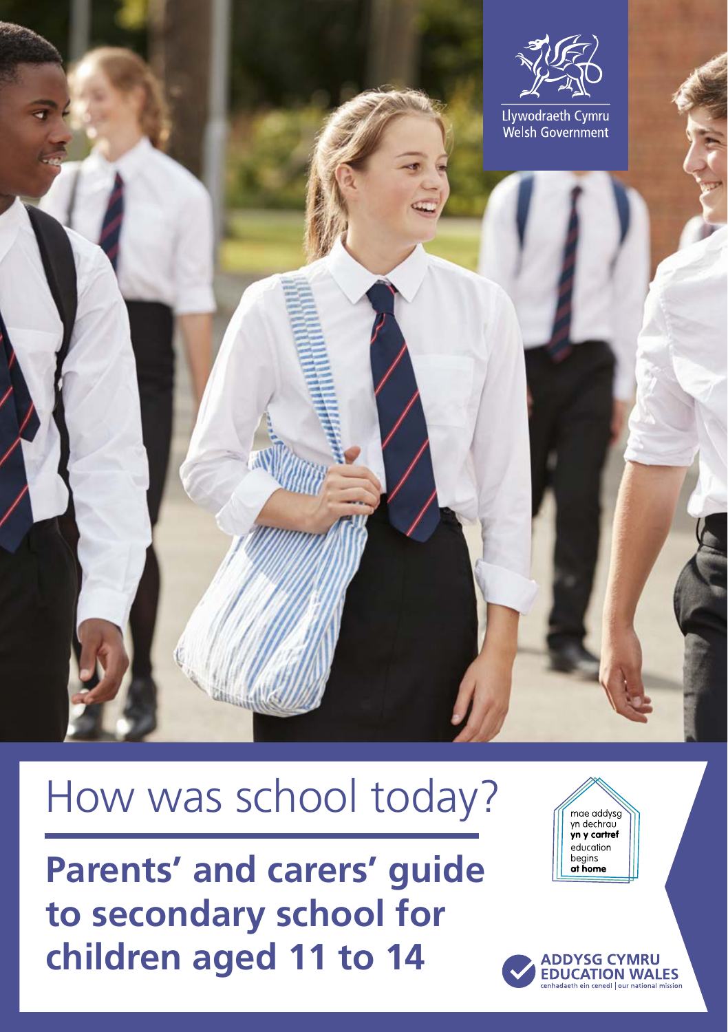Llywodraeth Cymru
Welsh Government

# How was school today?

## Parents' and carers' guide to secondary school for children aged 11 to 14

mae addysg yn dechrau **yn y cartref**
education begins **at home**

ADDYSG CYMRU
EDUCATION WALES
cenhadaeth ein cenedl | our national mission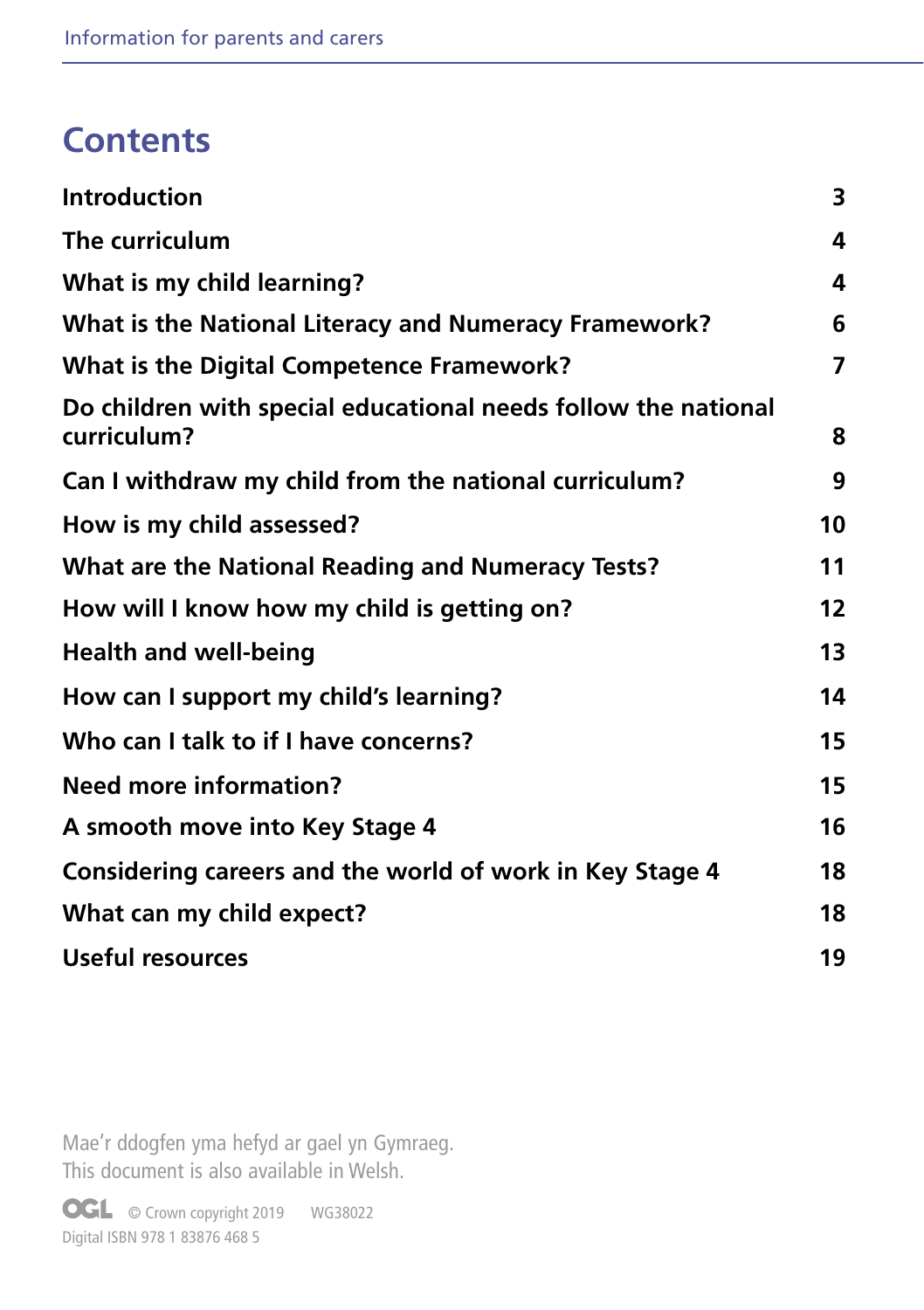# Contents

| | |
|---|---|
| **Introduction** | **3** |
| **The curriculum** | **4** |
| **What is my child learning?** | **4** |
| **What is the National Literacy and Numeracy Framework?** | **6** |
| **What is the Digital Competence Framework?** | **7** |
| **Do children with special educational needs follow the national curriculum?** | **8** |
| **Can I withdraw my child from the national curriculum?** | **9** |
| **How is my child assessed?** | **10** |
| **What are the National Reading and Numeracy Tests?** | **11** |
| **How will I know how my child is getting on?** | **12** |
| **Health and well-being** | **13** |
| **How can I support my child's learning?** | **14** |
| **Who can I talk to if I have concerns?** | **15** |
| **Need more information?** | **15** |
| **A smooth move into Key Stage 4** | **16** |
| **Considering careers and the world of work in Key Stage 4** | **18** |
| **What can my child expect?** | **18** |
| **Useful resources** | **19** |

Mae'r ddogfen yma hefyd ar gael yn Gymraeg.
This document is also available in Welsh.

OGL © Crown copyright 2019 WG38022
Digital ISBN 978 1 83876 468 5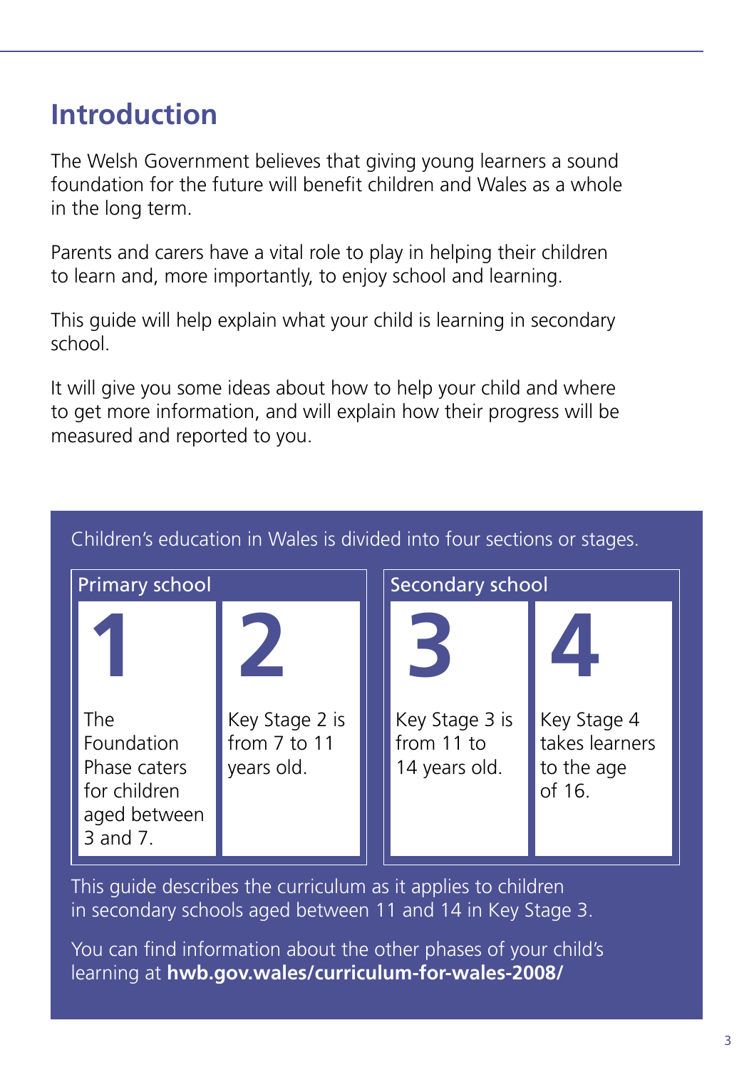# Introduction

The Welsh Government believes that giving young learners a sound foundation for the future will benefit children and Wales as a whole in the long term.

Parents and carers have a vital role to play in helping their children to learn and, more importantly, to enjoy school and learning.

This guide will help explain what your child is learning in secondary school.

It will give you some ideas about how to help your child and where to get more information, and will explain how their progress will be measured and reported to you.

Children's education in Wales is divided into four sections or stages.

| Primary school | | Secondary school | |
|---|---|---|---|
| **1** | **2** | **3** | **4** |
| The Foundation Phase caters for children aged between 3 and 7. | Key Stage 2 is from 7 to 11 years old. | Key Stage 3 is from 11 to 14 years old. | Key Stage 4 takes learners to the age of 16. |

This guide describes the curriculum as it applies to children in secondary schools aged between 11 and 14 in Key Stage 3.

You can find information about the other phases of your child's learning at **hwb.gov.wales/curriculum-for-wales-2008/**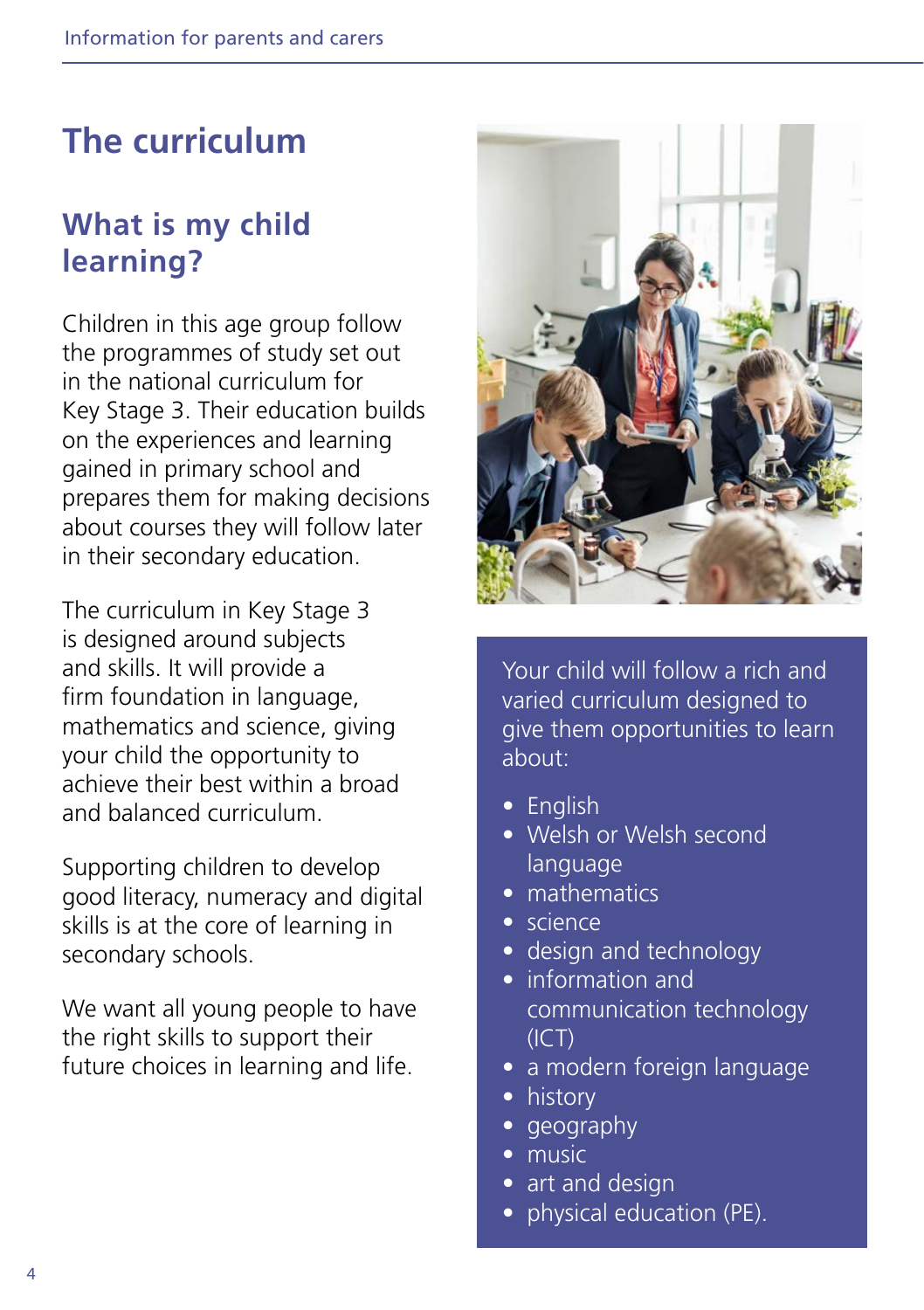# The curriculum

## What is my child learning?

Children in this age group follow the programmes of study set out in the national curriculum for Key Stage 3. Their education builds on the experiences and learning gained in primary school and prepares them for making decisions about courses they will follow later in their secondary education.

The curriculum in Key Stage 3 is designed around subjects and skills. It will provide a firm foundation in language, mathematics and science, giving your child the opportunity to achieve their best within a broad and balanced curriculum.

Supporting children to develop good literacy, numeracy and digital skills is at the core of learning in secondary schools.

We want all young people to have the right skills to support their future choices in learning and life.

Your child will follow a rich and varied curriculum designed to give them opportunities to learn about:

- English
- Welsh or Welsh second language
- mathematics
- science
- design and technology
- information and communication technology (ICT)
- a modern foreign language
- history
- geography
- music
- art and design
- physical education (PE).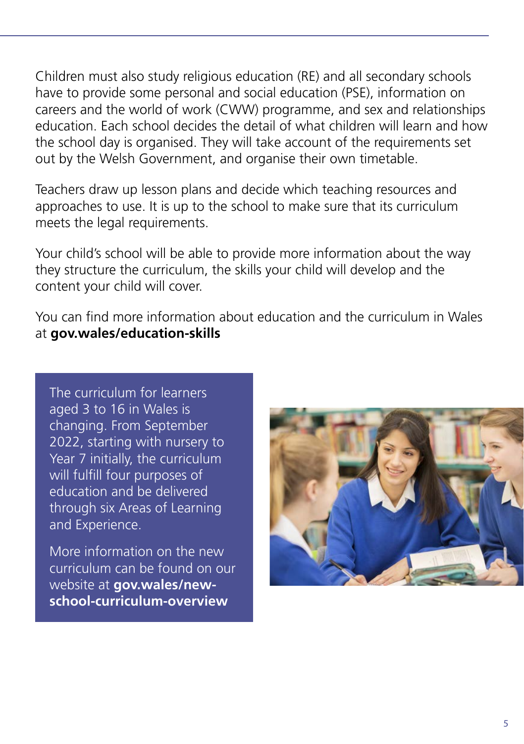Children must also study religious education (RE) and all secondary schools have to provide some personal and social education (PSE), information on careers and the world of work (CWW) programme, and sex and relationships education. Each school decides the detail of what children will learn and how the school day is organised. They will take account of the requirements set out by the Welsh Government, and organise their own timetable.

Teachers draw up lesson plans and decide which teaching resources and approaches to use. It is up to the school to make sure that its curriculum meets the legal requirements.

Your child's school will be able to provide more information about the way they structure the curriculum, the skills your child will develop and the content your child will cover.

You can find more information about education and the curriculum in Wales at **gov.wales/education-skills**

The curriculum for learners aged 3 to 16 in Wales is changing. From September 2022, starting with nursery to Year 7 initially, the curriculum will fulfill four purposes of education and be delivered through six Areas of Learning and Experience.

More information on the new curriculum can be found on our website at **gov.wales/new-school-curriculum-overview**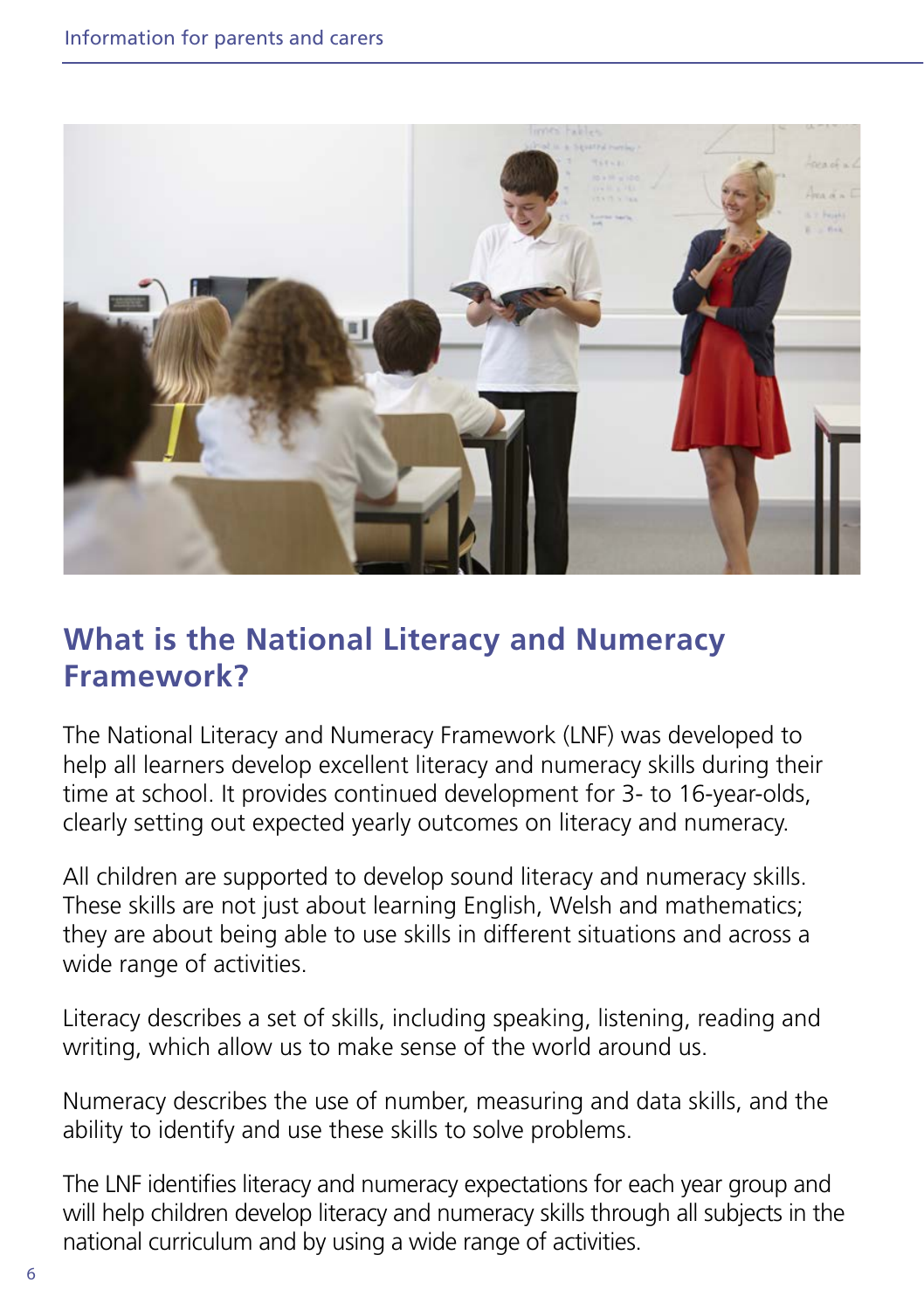## What is the National Literacy and Numeracy Framework?

The National Literacy and Numeracy Framework (LNF) was developed to help all learners develop excellent literacy and numeracy skills during their time at school. It provides continued development for 3- to 16-year-olds, clearly setting out expected yearly outcomes on literacy and numeracy.

All children are supported to develop sound literacy and numeracy skills. These skills are not just about learning English, Welsh and mathematics; they are about being able to use skills in different situations and across a wide range of activities.

Literacy describes a set of skills, including speaking, listening, reading and writing, which allow us to make sense of the world around us.

Numeracy describes the use of number, measuring and data skills, and the ability to identify and use these skills to solve problems.

The LNF identifies literacy and numeracy expectations for each year group and will help children develop literacy and numeracy skills through all subjects in the national curriculum and by using a wide range of activities.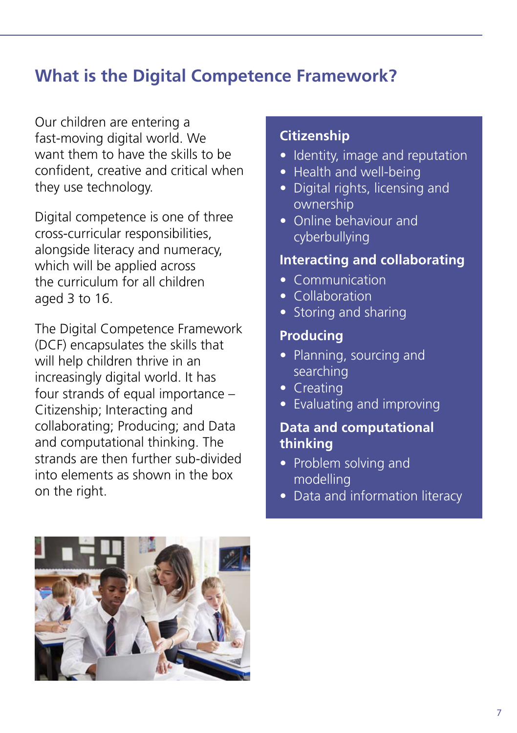## What is the Digital Competence Framework?

Our children are entering a fast-moving digital world. We want them to have the skills to be confident, creative and critical when they use technology.

Digital competence is one of three cross-curricular responsibilities, alongside literacy and numeracy, which will be applied across the curriculum for all children aged 3 to 16.

The Digital Competence Framework (DCF) encapsulates the skills that will help children thrive in an increasingly digital world. It has four strands of equal importance – Citizenship; Interacting and collaborating; Producing; and Data and computational thinking. The strands are then further sub-divided into elements as shown in the box on the right.

### Citizenship

- Identity, image and reputation
- Health and well-being
- Digital rights, licensing and ownership
- Online behaviour and cyberbullying

### Interacting and collaborating

- Communication
- Collaboration
- Storing and sharing

### Producing

- Planning, sourcing and searching
- Creating
- Evaluating and improving

### Data and computational thinking

- Problem solving and modelling
- Data and information literacy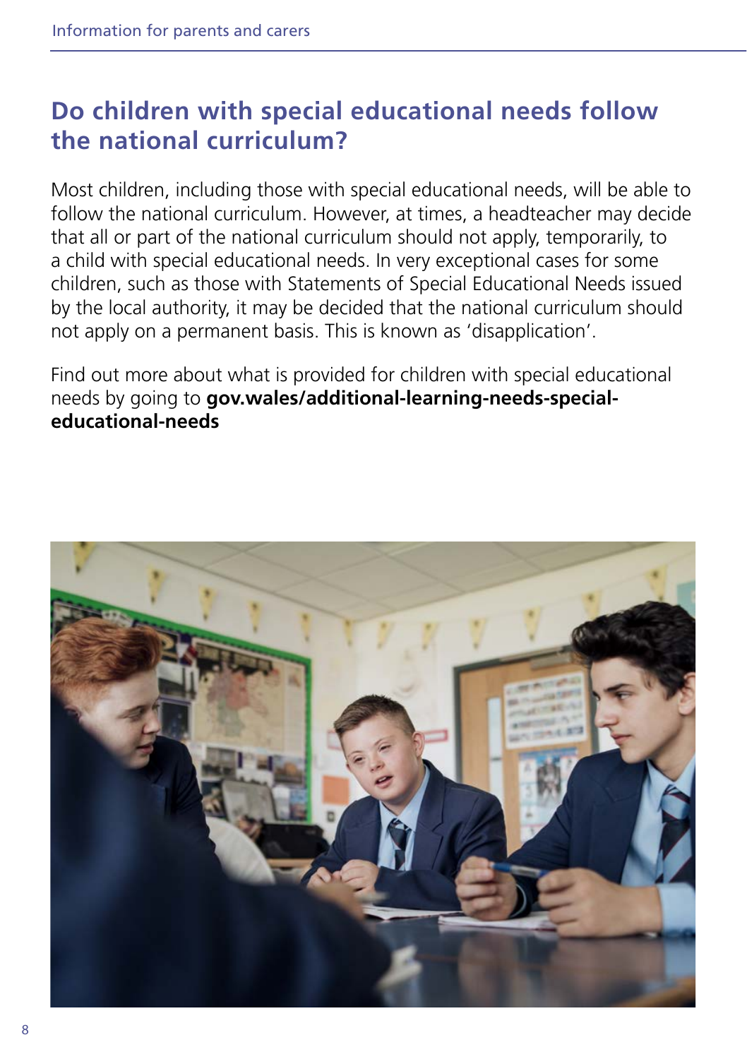## Do children with special educational needs follow the national curriculum?

Most children, including those with special educational needs, will be able to follow the national curriculum. However, at times, a headteacher may decide that all or part of the national curriculum should not apply, temporarily, to a child with special educational needs. In very exceptional cases for some children, such as those with Statements of Special Educational Needs issued by the local authority, it may be decided that the national curriculum should not apply on a permanent basis. This is known as 'disapplication'.

Find out more about what is provided for children with special educational needs by going to **gov.wales/additional-learning-needs-special-educational-needs**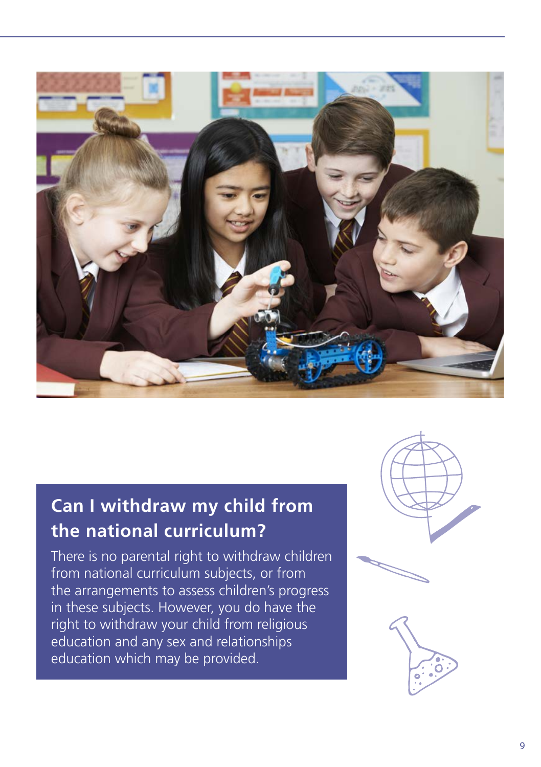## Can I withdraw my child from the national curriculum?

There is no parental right to withdraw children from national curriculum subjects, or from the arrangements to assess children's progress in these subjects. However, you do have the right to withdraw your child from religious education and any sex and relationships education which may be provided.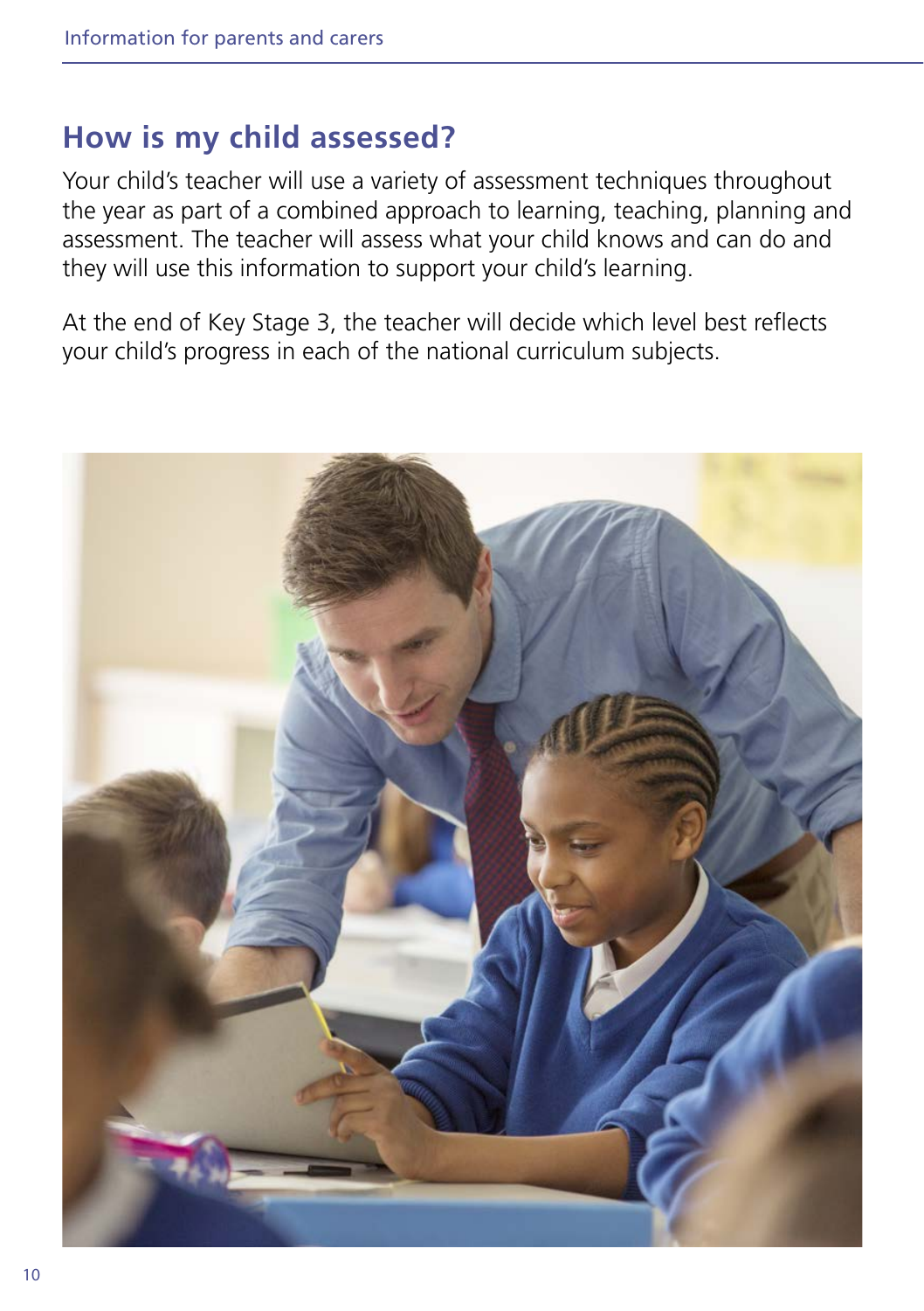## How is my child assessed?

Your child's teacher will use a variety of assessment techniques throughout the year as part of a combined approach to learning, teaching, planning and assessment. The teacher will assess what your child knows and can do and they will use this information to support your child's learning.

At the end of Key Stage 3, the teacher will decide which level best reflects your child's progress in each of the national curriculum subjects.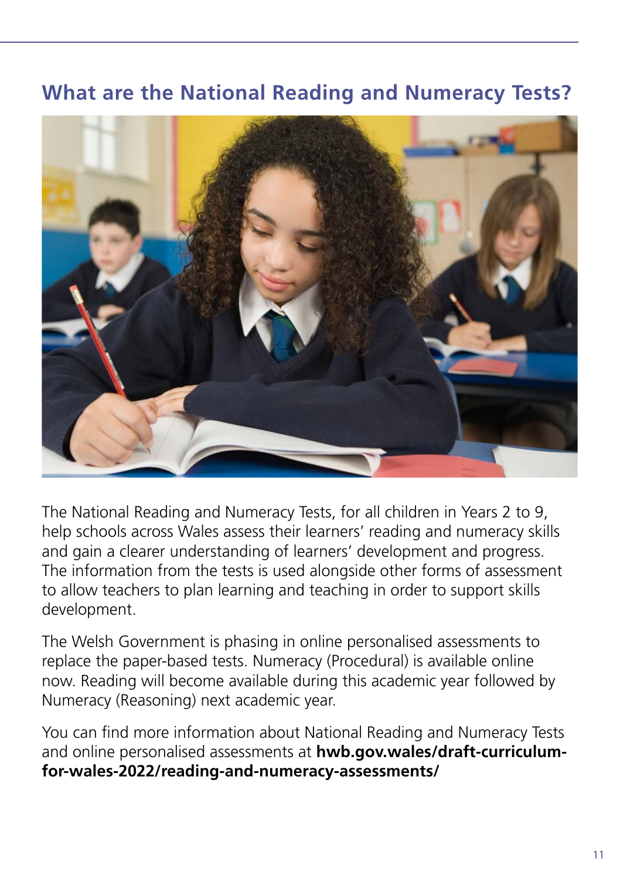## What are the National Reading and Numeracy Tests?

The National Reading and Numeracy Tests, for all children in Years 2 to 9, help schools across Wales assess their learners' reading and numeracy skills and gain a clearer understanding of learners' development and progress. The information from the tests is used alongside other forms of assessment to allow teachers to plan learning and teaching in order to support skills development.

The Welsh Government is phasing in online personalised assessments to replace the paper-based tests. Numeracy (Procedural) is available online now. Reading will become available during this academic year followed by Numeracy (Reasoning) next academic year.

You can find more information about National Reading and Numeracy Tests and online personalised assessments at **hwb.gov.wales/draft-curriculum-for-wales-2022/reading-and-numeracy-assessments/**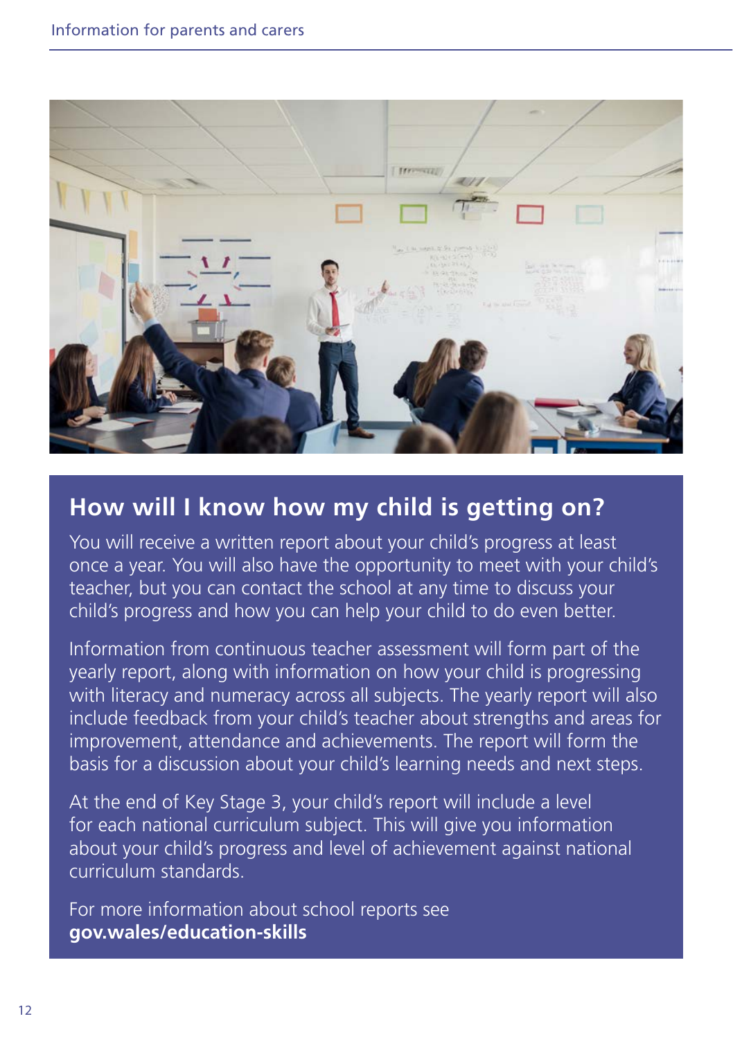## How will I know how my child is getting on?

You will receive a written report about your child's progress at least once a year. You will also have the opportunity to meet with your child's teacher, but you can contact the school at any time to discuss your child's progress and how you can help your child to do even better.

Information from continuous teacher assessment will form part of the yearly report, along with information on how your child is progressing with literacy and numeracy across all subjects. The yearly report will also include feedback from your child's teacher about strengths and areas for improvement, attendance and achievements. The report will form the basis for a discussion about your child's learning needs and next steps.

At the end of Key Stage 3, your child's report will include a level for each national curriculum subject. This will give you information about your child's progress and level of achievement against national curriculum standards.

For more information about school reports see **gov.wales/education-skills**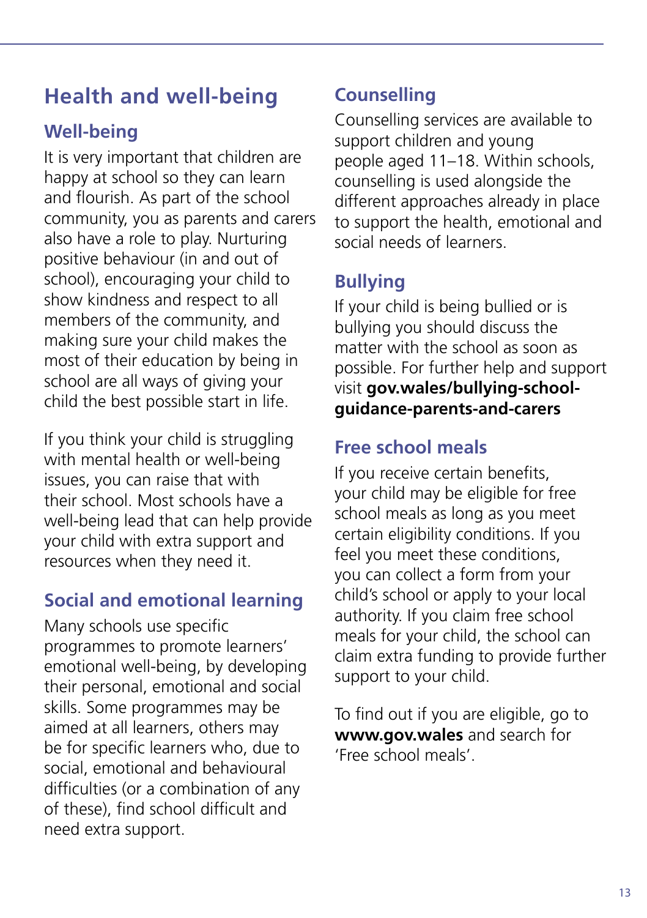# Health and well-being

## Well-being

It is very important that children are happy at school so they can learn and flourish. As part of the school community, you as parents and carers also have a role to play. Nurturing positive behaviour (in and out of school), encouraging your child to show kindness and respect to all members of the community, and making sure your child makes the most of their education by being in school are all ways of giving your child the best possible start in life.

If you think your child is struggling with mental health or well-being issues, you can raise that with their school. Most schools have a well-being lead that can help provide your child with extra support and resources when they need it.

## Social and emotional learning

Many schools use specific programmes to promote learners' emotional well-being, by developing their personal, emotional and social skills. Some programmes may be aimed at all learners, others may be for specific learners who, due to social, emotional and behavioural difficulties (or a combination of any of these), find school difficult and need extra support.

## Counselling

Counselling services are available to support children and young people aged 11–18. Within schools, counselling is used alongside the different approaches already in place to support the health, emotional and social needs of learners.

## Bullying

If your child is being bullied or is bullying you should discuss the matter with the school as soon as possible. For further help and support visit **gov.wales/bullying-school-guidance-parents-and-carers**

## Free school meals

If you receive certain benefits, your child may be eligible for free school meals as long as you meet certain eligibility conditions. If you feel you meet these conditions, you can collect a form from your child's school or apply to your local authority. If you claim free school meals for your child, the school can claim extra funding to provide further support to your child.

To find out if you are eligible, go to **www.gov.wales** and search for 'Free school meals'.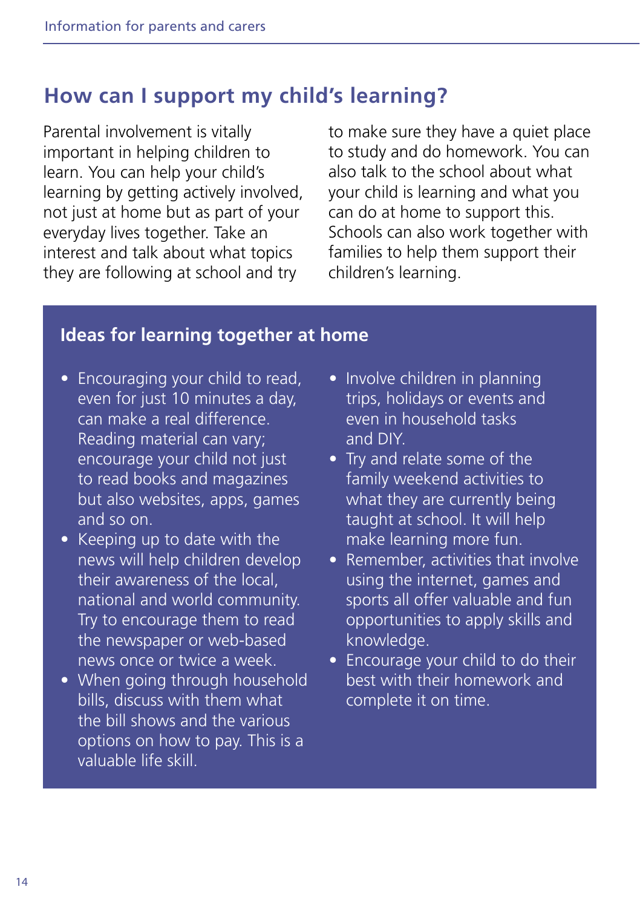## How can I support my child's learning?

Parental involvement is vitally important in helping children to learn. You can help your child's learning by getting actively involved, not just at home but as part of your everyday lives together. Take an interest and talk about what topics they are following at school and try to make sure they have a quiet place to study and do homework. You can also talk to the school about what your child is learning and what you can do at home to support this. Schools can also work together with families to help them support their children's learning.

### Ideas for learning together at home

- Encouraging your child to read, even for just 10 minutes a day, can make a real difference. Reading material can vary; encourage your child not just to read books and magazines but also websites, apps, games and so on.
- Keeping up to date with the news will help children develop their awareness of the local, national and world community. Try to encourage them to read the newspaper or web-based news once or twice a week.
- When going through household bills, discuss with them what the bill shows and the various options on how to pay. This is a valuable life skill.
- Involve children in planning trips, holidays or events and even in household tasks and DIY.
- Try and relate some of the family weekend activities to what they are currently being taught at school. It will help make learning more fun.
- Remember, activities that involve using the internet, games and sports all offer valuable and fun opportunities to apply skills and knowledge.
- Encourage your child to do their best with their homework and complete it on time.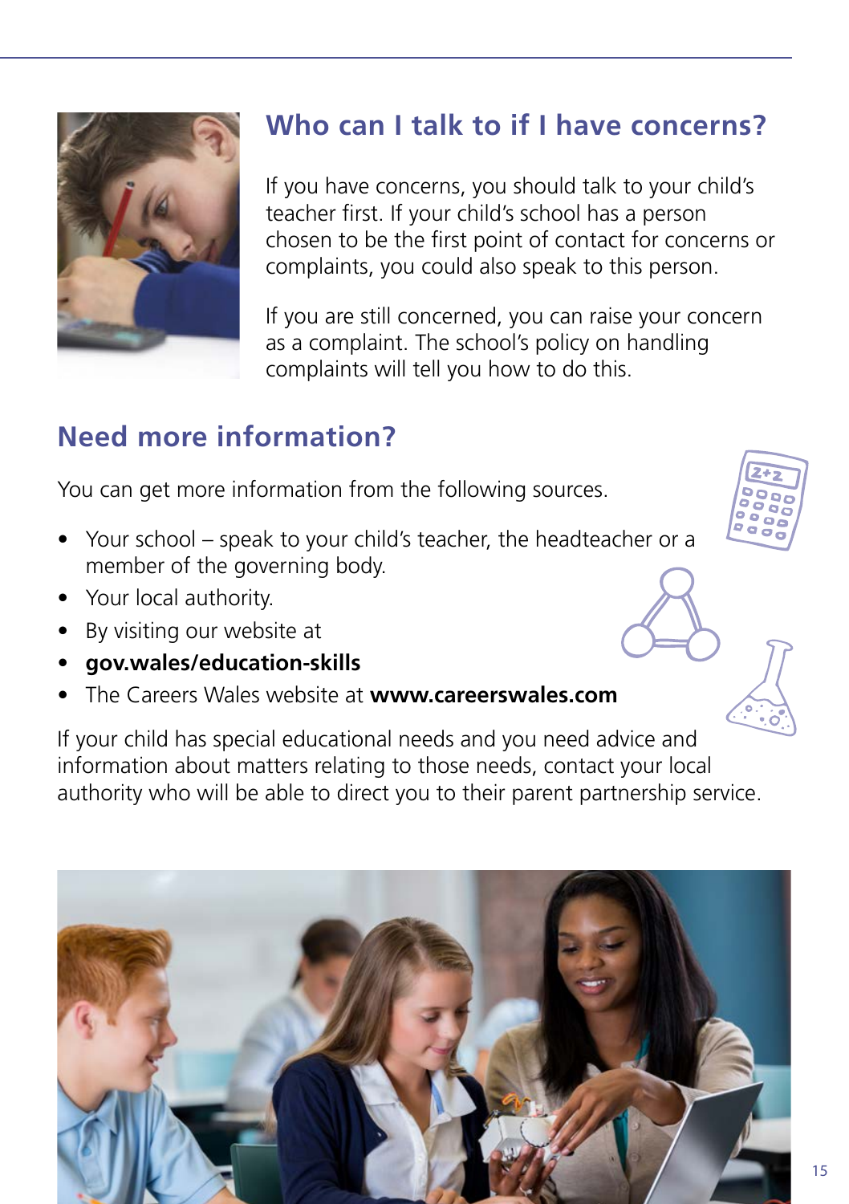## Who can I talk to if I have concerns?

If you have concerns, you should talk to your child's teacher first. If your child's school has a person chosen to be the first point of contact for concerns or complaints, you could also speak to this person.

If you are still concerned, you can raise your concern as a complaint. The school's policy on handling complaints will tell you how to do this.

## Need more information?

You can get more information from the following sources.

- Your school – speak to your child's teacher, the headteacher or a member of the governing body.
- Your local authority.
- By visiting our website at
- **gov.wales/education-skills**
- The Careers Wales website at **www.careerswales.com**

If your child has special educational needs and you need advice and information about matters relating to those needs, contact your local authority who will be able to direct you to their parent partnership service.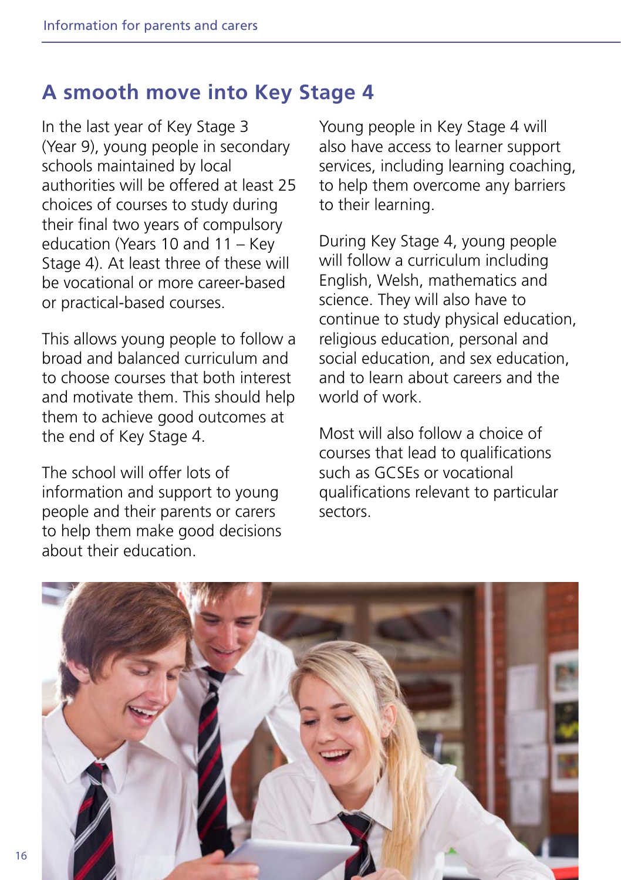## A smooth move into Key Stage 4

In the last year of Key Stage 3 (Year 9), young people in secondary schools maintained by local authorities will be offered at least 25 choices of courses to study during their final two years of compulsory education (Years 10 and 11 – Key Stage 4). At least three of these will be vocational or more career-based or practical-based courses.

This allows young people to follow a broad and balanced curriculum and to choose courses that both interest and motivate them. This should help them to achieve good outcomes at the end of Key Stage 4.

The school will offer lots of information and support to young people and their parents or carers to help them make good decisions about their education.

Young people in Key Stage 4 will also have access to learner support services, including learning coaching, to help them overcome any barriers to their learning.

During Key Stage 4, young people will follow a curriculum including English, Welsh, mathematics and science. They will also have to continue to study physical education, religious education, personal and social education, and sex education, and to learn about careers and the world of work.

Most will also follow a choice of courses that lead to qualifications such as GCSEs or vocational qualifications relevant to particular sectors.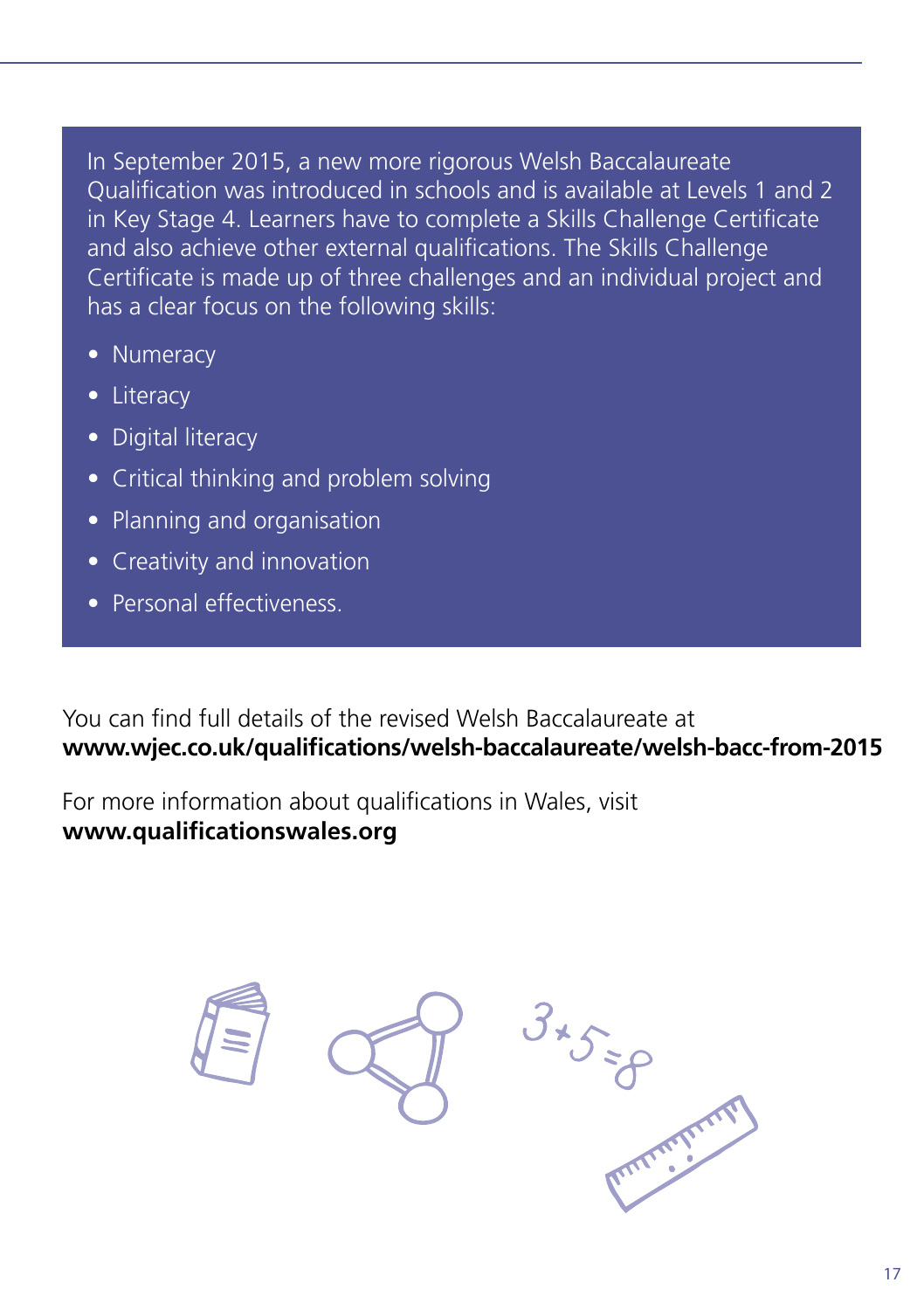In September 2015, a new more rigorous Welsh Baccalaureate Qualification was introduced in schools and is available at Levels 1 and 2 in Key Stage 4. Learners have to complete a Skills Challenge Certificate and also achieve other external qualifications. The Skills Challenge Certificate is made up of three challenges and an individual project and has a clear focus on the following skills:

- Numeracy
- Literacy
- Digital literacy
- Critical thinking and problem solving
- Planning and organisation
- Creativity and innovation
- Personal effectiveness.

You can find full details of the revised Welsh Baccalaureate at **www.wjec.co.uk/qualifications/welsh-baccalaureate/welsh-bacc-from-2015**

For more information about qualifications in Wales, visit **www.qualificationswales.org**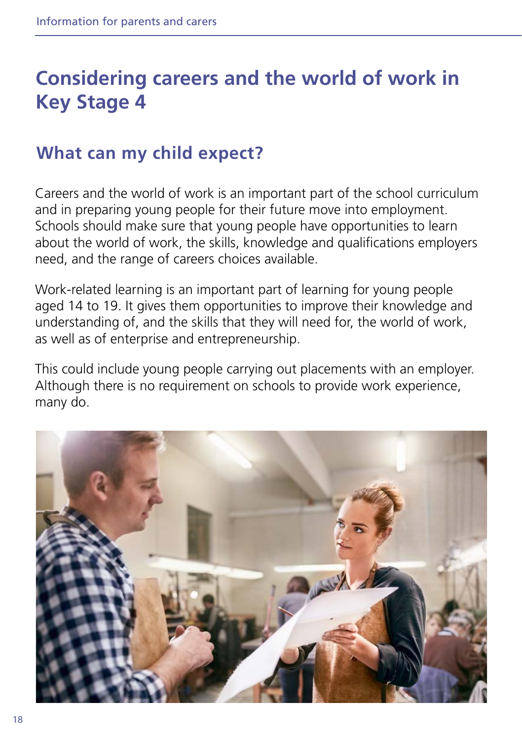# Considering careers and the world of work in Key Stage 4

## What can my child expect?

Careers and the world of work is an important part of the school curriculum and in preparing young people for their future move into employment. Schools should make sure that young people have opportunities to learn about the world of work, the skills, knowledge and qualifications employers need, and the range of careers choices available.

Work-related learning is an important part of learning for young people aged 14 to 19. It gives them opportunities to improve their knowledge and understanding of, and the skills that they will need for, the world of work, as well as of enterprise and entrepreneurship.

This could include young people carrying out placements with an employer. Although there is no requirement on schools to provide work experience, many do.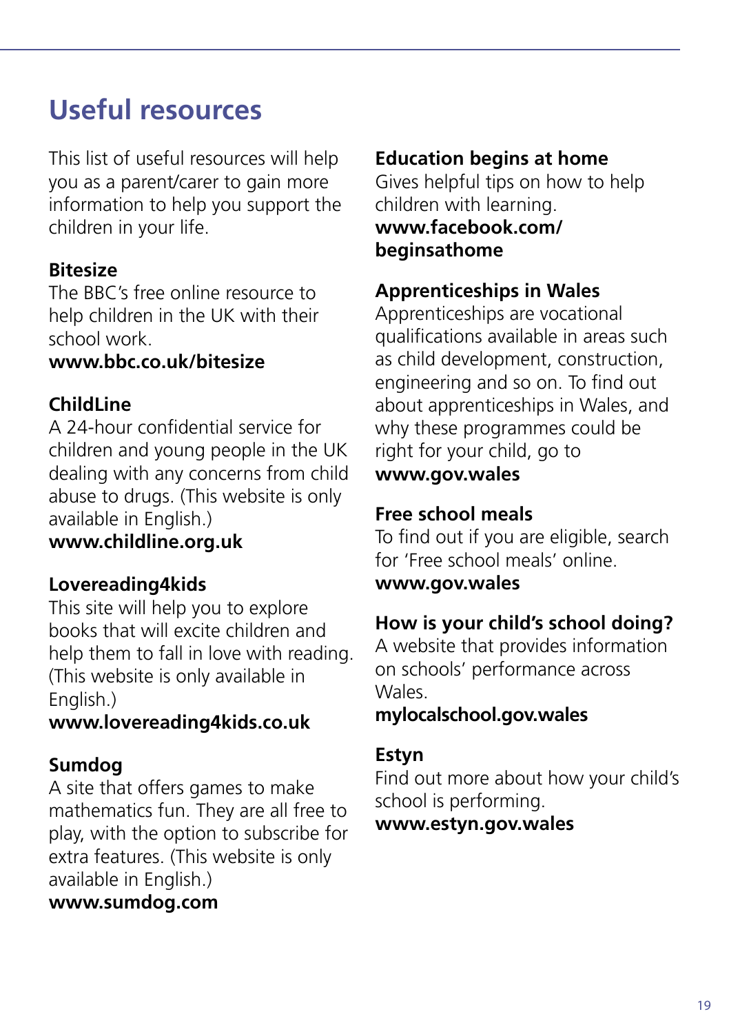# Useful resources

This list of useful resources will help you as a parent/carer to gain more information to help you support the children in your life.

**Bitesize**
The BBC's free online resource to help children in the UK with their school work.
**www.bbc.co.uk/bitesize**

**ChildLine**
A 24-hour confidential service for children and young people in the UK dealing with any concerns from child abuse to drugs. (This website is only available in English.)
**www.childline.org.uk**

**Lovereading4kids**
This site will help you to explore books that will excite children and help them to fall in love with reading. (This website is only available in English.)
**www.lovereading4kids.co.uk**

**Sumdog**
A site that offers games to make mathematics fun. They are all free to play, with the option to subscribe for extra features. (This website is only available in English.)
**www.sumdog.com**

**Education begins at home**
Gives helpful tips on how to help children with learning.
**www.facebook.com/beginsathome**

**Apprenticeships in Wales**
Apprenticeships are vocational qualifications available in areas such as child development, construction, engineering and so on. To find out about apprenticeships in Wales, and why these programmes could be right for your child, go to
**www.gov.wales**

**Free school meals**
To find out if you are eligible, search for 'Free school meals' online.
**www.gov.wales**

**How is your child's school doing?**
A website that provides information on schools' performance across Wales.
**mylocalschool.gov.wales**

**Estyn**
Find out more about how your child's school is performing.
**www.estyn.gov.wales**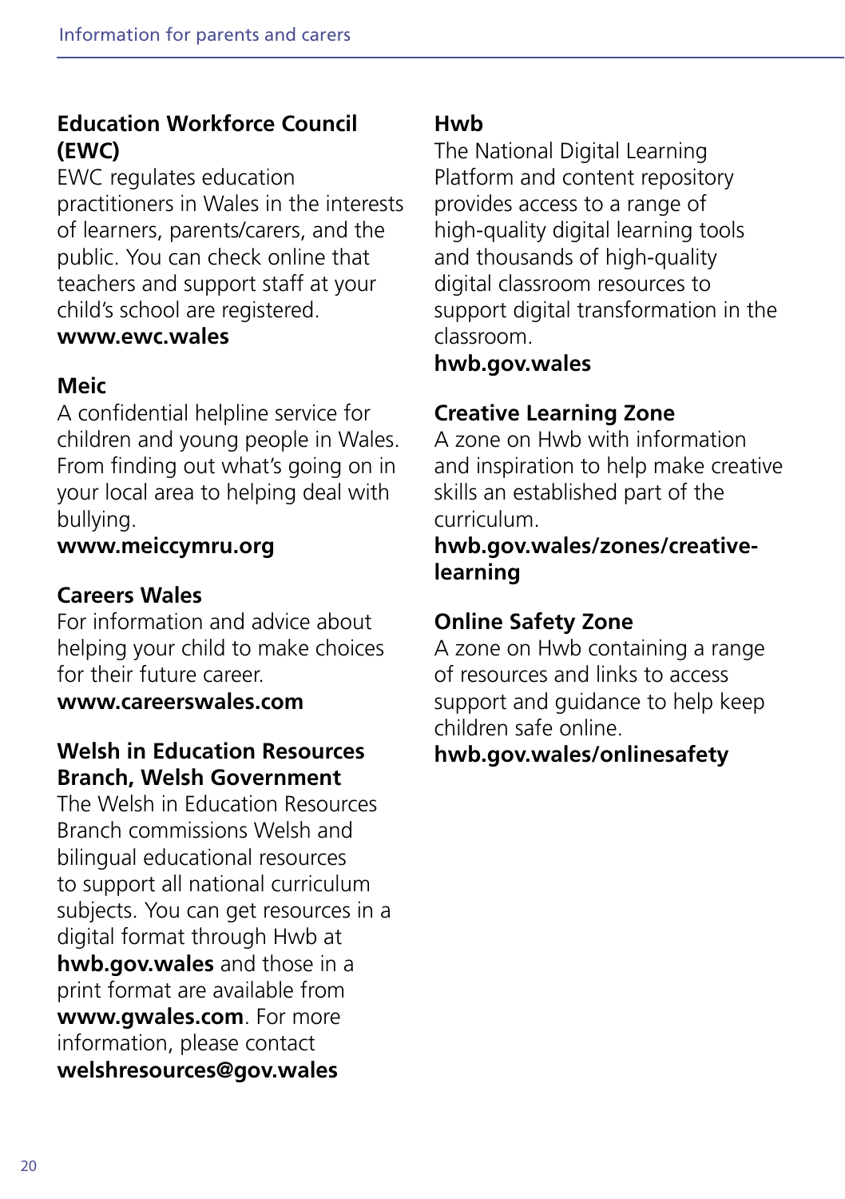### Education Workforce Council (EWC)

EWC regulates education practitioners in Wales in the interests of learners, parents/carers, and the public. You can check online that teachers and support staff at your child's school are registered.
**www.ewc.wales**

### Meic

A confidential helpline service for children and young people in Wales. From finding out what's going on in your local area to helping deal with bullying.
**www.meiccymru.org**

### Careers Wales

For information and advice about helping your child to make choices for their future career.
**www.careerswales.com**

### Welsh in Education Resources Branch, Welsh Government

The Welsh in Education Resources Branch commissions Welsh and bilingual educational resources to support all national curriculum subjects. You can get resources in a digital format through Hwb at **hwb.gov.wales** and those in a print format are available from **www.gwales.com**. For more information, please contact **welshresources@gov.wales**

### Hwb

The National Digital Learning Platform and content repository provides access to a range of high-quality digital learning tools and thousands of high-quality digital classroom resources to support digital transformation in the classroom.
**hwb.gov.wales**

### Creative Learning Zone

A zone on Hwb with information and inspiration to help make creative skills an established part of the curriculum.
**hwb.gov.wales/zones/creative-learning**

### Online Safety Zone

A zone on Hwb containing a range of resources and links to access support and guidance to help keep children safe online.
**hwb.gov.wales/onlinesafety**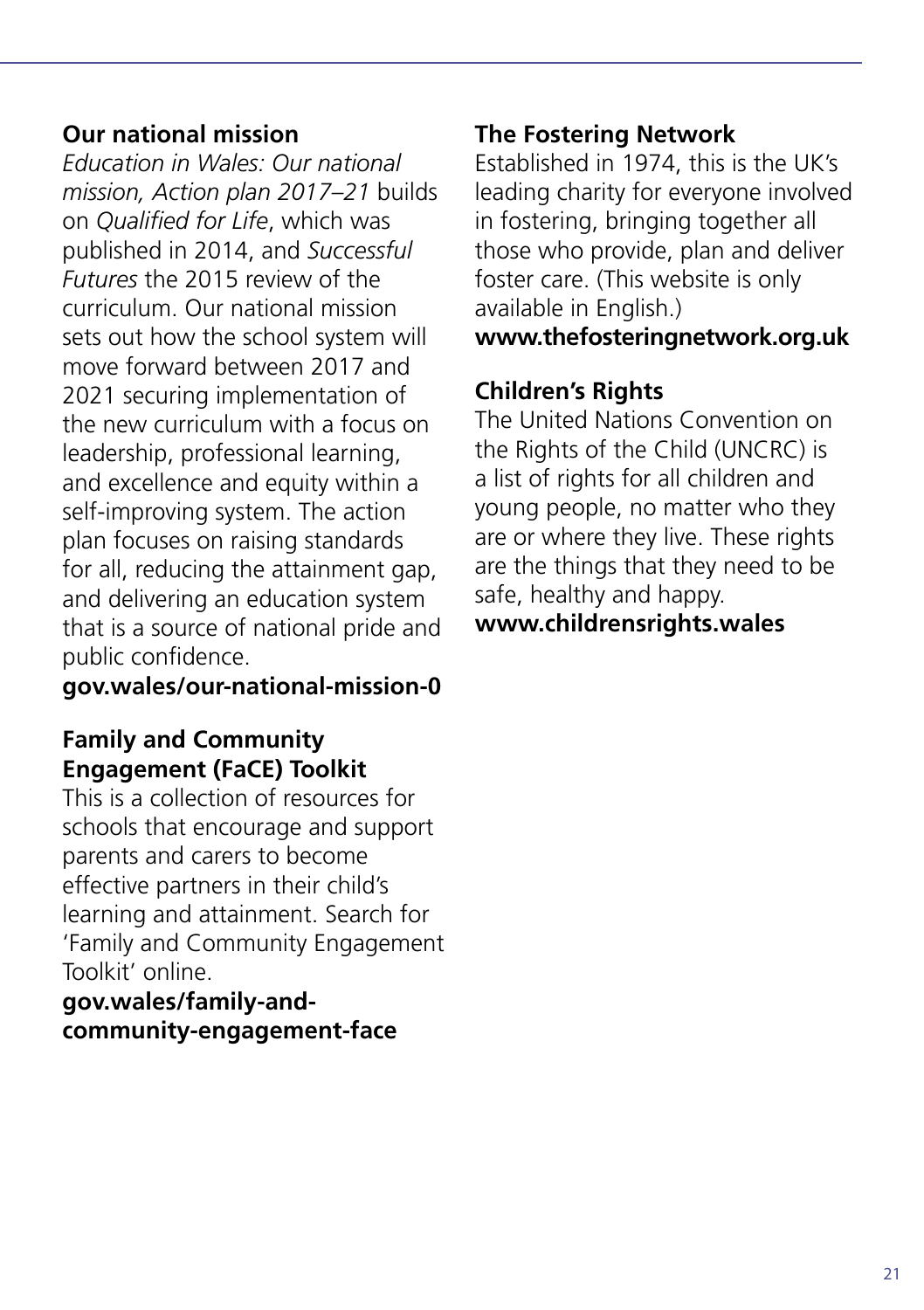**Our national mission**

*Education in Wales: Our national mission, Action plan 2017–21* builds on *Qualified for Life*, which was published in 2014, and *Successful Futures* the 2015 review of the curriculum. Our national mission sets out how the school system will move forward between 2017 and 2021 securing implementation of the new curriculum with a focus on leadership, professional learning, and excellence and equity within a self-improving system. The action plan focuses on raising standards for all, reducing the attainment gap, and delivering an education system that is a source of national pride and public confidence.

**gov.wales/our-national-mission-0**

**Family and Community Engagement (FaCE) Toolkit**

This is a collection of resources for schools that encourage and support parents and carers to become effective partners in their child's learning and attainment. Search for 'Family and Community Engagement Toolkit' online.

**gov.wales/family-and-community-engagement-face**

**The Fostering Network**

Established in 1974, this is the UK's leading charity for everyone involved in fostering, bringing together all those who provide, plan and deliver foster care. (This website is only available in English.)

**www.thefosteringnetwork.org.uk**

**Children's Rights**

The United Nations Convention on the Rights of the Child (UNCRC) is a list of rights for all children and young people, no matter who they are or where they live. These rights are the things that they need to be safe, healthy and happy.

**www.childrensrights.wales**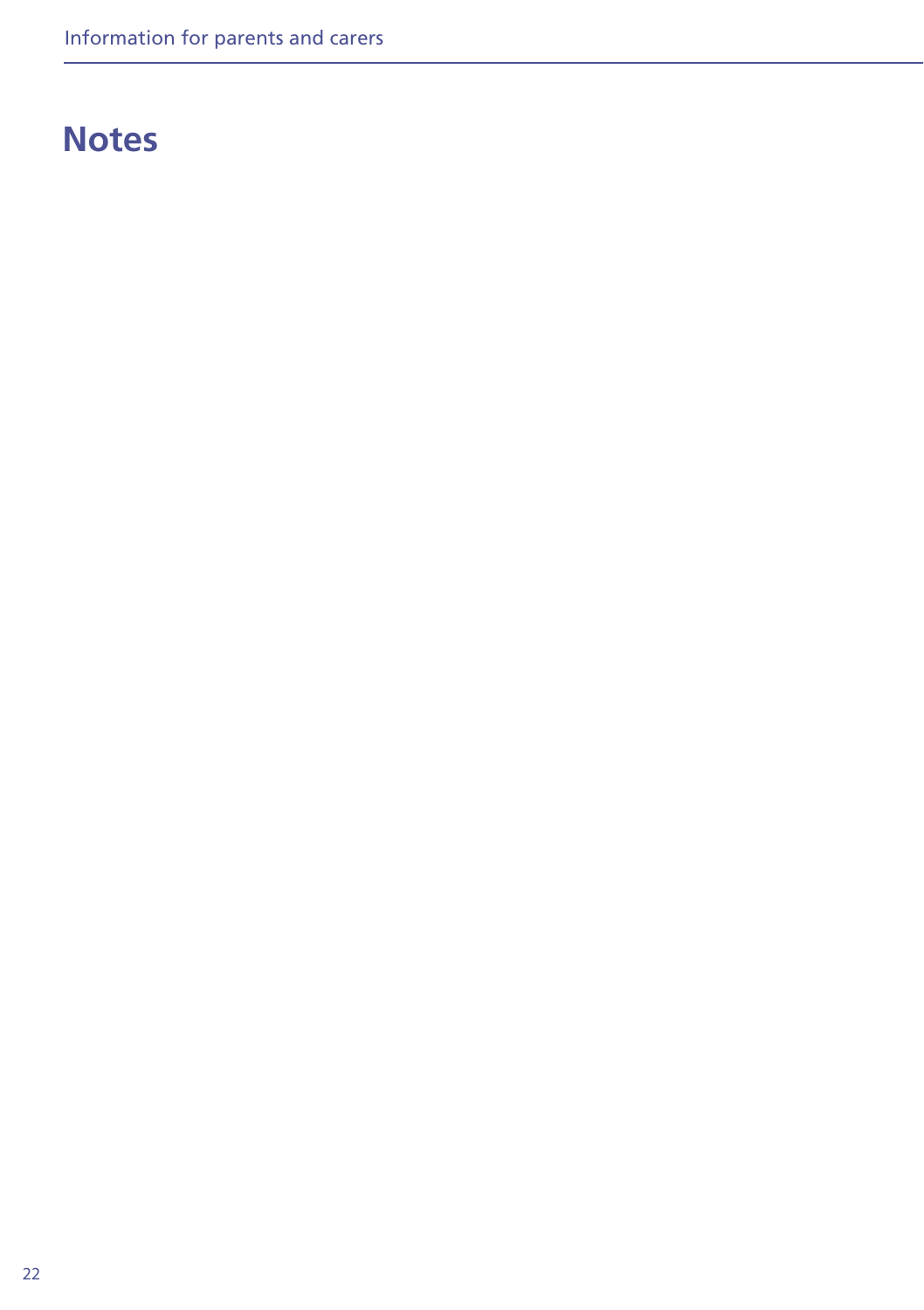# Notes